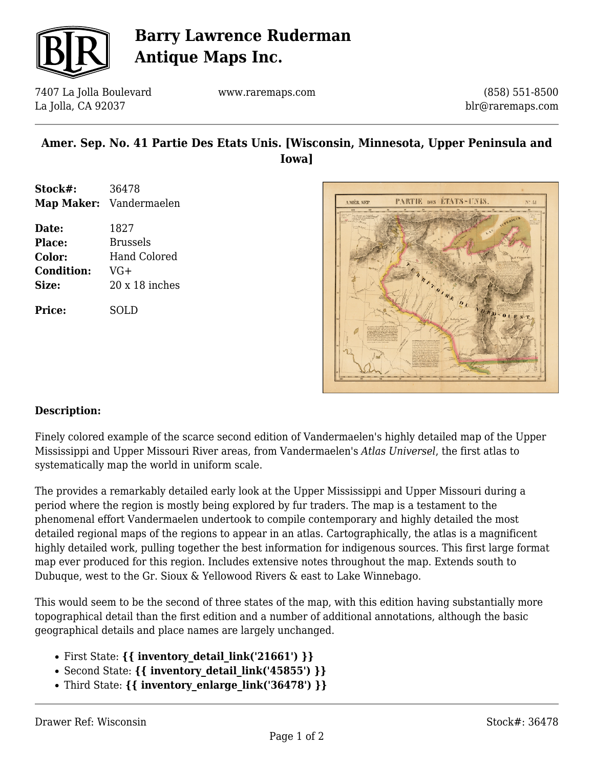# Barry Lawrence Ruderman Antique Maps Inc.

7407 La Jolla Boulevard
La Jolla, CA 92037

www.raremaps.com

(858) 551-8500
blr@raremaps.com

## Amer. Sep. No. 41 Partie Des Etats Unis. [Wisconsin, Minnesota, Upper Peninsula and Iowa]

| | |
|---|---|
| **Stock#:** | 36478 |
| **Map Maker:** | Vandermaelen |
| **Date:** | 1827 |
| **Place:** | Brussels |
| **Color:** | Hand Colored |
| **Condition:** | VG+ |
| **Size:** | 20 x 18 inches |
| **Price:** | SOLD |

**Description:**

Finely colored example of the scarce second edition of Vandermaelen's highly detailed map of the Upper Mississippi and Upper Missouri River areas, from Vandermaelen's *Atlas Universel*, the first atlas to systematically map the world in uniform scale.

The provides a remarkably detailed early look at the Upper Mississippi and Upper Missouri during a period where the region is mostly being explored by fur traders. The map is a testament to the phenomenal effort Vandermaelen undertook to compile contemporary and highly detailed the most detailed regional maps of the regions to appear in an atlas. Cartographically, the atlas is a magnificent highly detailed work, pulling together the best information for indigenous sources. This first large format map ever produced for this region. Includes extensive notes throughout the map. Extends south to Dubuque, west to the Gr. Sioux & Yellowood Rivers & east to Lake Winnebago.

This would seem to be the second of three states of the map, with this edition having substantially more topographical detail than the first edition and a number of additional annotations, although the basic geographical details and place names are largely unchanged.

- First State: **{{ inventory_detail_link('21661') }}**
- Second State: **{{ inventory_detail_link('45855') }}**
- Third State: **{{ inventory_enlarge_link('36478') }}**

Drawer Ref: Wisconsin

Stock#: 36478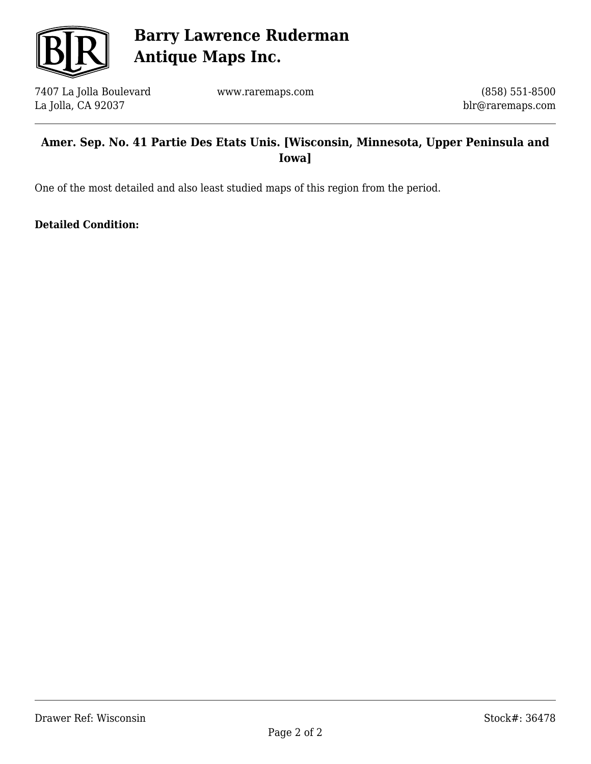**Amer. Sep. No. 41 Partie Des Etats Unis. [Wisconsin, Minnesota, Upper Peninsula and Iowa]**

One of the most detailed and also least studied maps of this region from the period.

**Detailed Condition:**